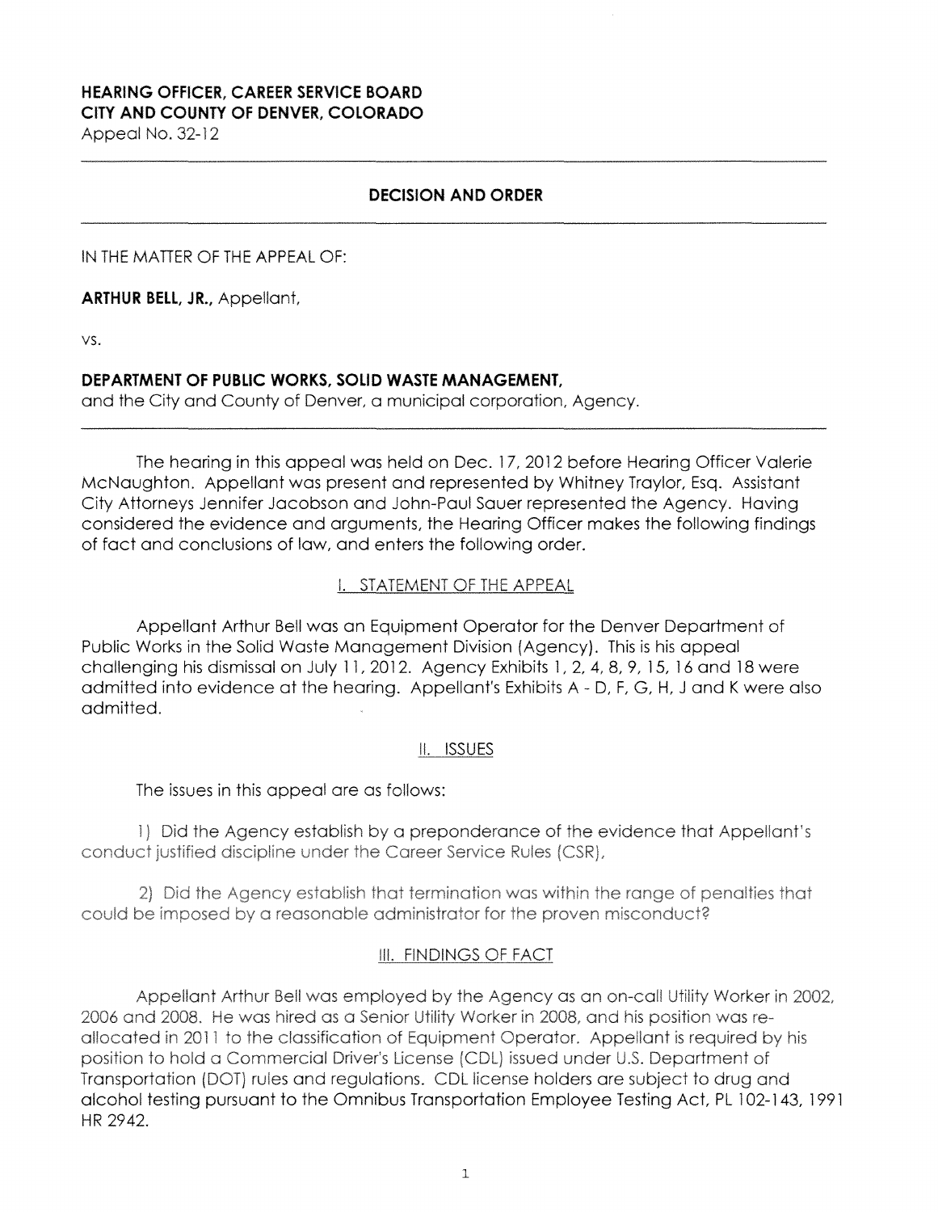**HEARING OFFICER, CAREER SERVICE BOARD**
**CITY AND COUNTY OF DENVER, COLORADO**
Appeal No. 32-12

---

## DECISION AND ORDER

---

IN THE MATTER OF THE APPEAL OF:

**ARTHUR BELL, JR.,** Appellant,

vs.

**DEPARTMENT OF PUBLIC WORKS, SOLID WASTE MANAGEMENT,**
and the City and County of Denver, a municipal corporation, Agency.

---

The hearing in this appeal was held on Dec. 17, 2012 before Hearing Officer Valerie McNaughton. Appellant was present and represented by Whitney Traylor, Esq. Assistant City Attorneys Jennifer Jacobson and John-Paul Sauer represented the Agency. Having considered the evidence and arguments, the Hearing Officer makes the following findings of fact and conclusions of law, and enters the following order.

### I. STATEMENT OF THE APPEAL

Appellant Arthur Bell was an Equipment Operator for the Denver Department of Public Works in the Solid Waste Management Division (Agency). This is his appeal challenging his dismissal on July 11, 2012. Agency Exhibits 1, 2, 4, 8, 9, 15, 16 and 18 were admitted into evidence at the hearing. Appellant's Exhibits A - D, F, G, H, J and K were also admitted.

### II. ISSUES

The issues in this appeal are as follows:

1) Did the Agency establish by a preponderance of the evidence that Appellant's conduct justified discipline under the Career Service Rules (CSR),

2) Did the Agency establish that termination was within the range of penalties that could be imposed by a reasonable administrator for the proven misconduct?

### III. FINDINGS OF FACT

Appellant Arthur Bell was employed by the Agency as an on-call Utility Worker in 2002, 2006 and 2008. He was hired as a Senior Utility Worker in 2008, and his position was re-allocated in 2011 to the classification of Equipment Operator. Appellant is required by his position to hold a Commercial Driver's License (CDL) issued under U.S. Department of Transportation (DOT) rules and regulations. CDL license holders are subject to drug and alcohol testing pursuant to the Omnibus Transportation Employee Testing Act, PL 102-143, 1991 HR 2942.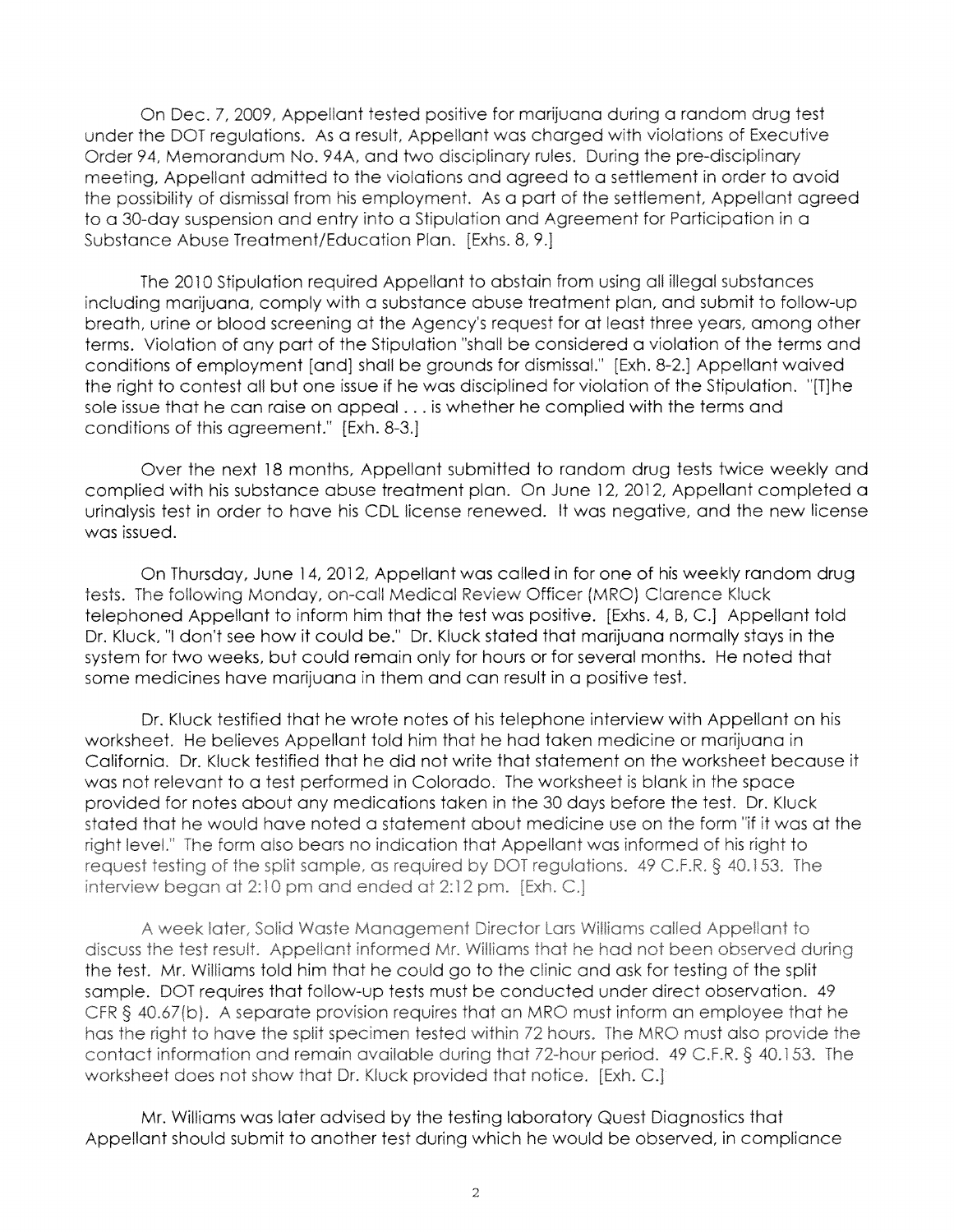On Dec. 7, 2009, Appellant tested positive for marijuana during a random drug test under the DOT regulations. As a result, Appellant was charged with violations of Executive Order 94, Memorandum No. 94A, and two disciplinary rules. During the pre-disciplinary meeting, Appellant admitted to the violations and agreed to a settlement in order to avoid the possibility of dismissal from his employment. As a part of the settlement, Appellant agreed to a 30-day suspension and entry into a Stipulation and Agreement for Participation in a Substance Abuse Treatment/Education Plan. [Exhs. 8, 9.]

The 2010 Stipulation required Appellant to abstain from using all illegal substances including marijuana, comply with a substance abuse treatment plan, and submit to follow-up breath, urine or blood screening at the Agency's request for at least three years, among other terms. Violation of any part of the Stipulation "shall be considered a violation of the terms and conditions of employment [and] shall be grounds for dismissal." [Exh. 8-2.] Appellant waived the right to contest all but one issue if he was disciplined for violation of the Stipulation. "[T]he sole issue that he can raise on appeal . . . is whether he complied with the terms and conditions of this agreement." [Exh. 8-3.]

Over the next 18 months, Appellant submitted to random drug tests twice weekly and complied with his substance abuse treatment plan. On June 12, 2012, Appellant completed a urinalysis test in order to have his CDL license renewed. It was negative, and the new license was issued.

On Thursday, June 14, 2012, Appellant was called in for one of his weekly random drug tests. The following Monday, on-call Medical Review Officer (MRO) Clarence Kluck telephoned Appellant to inform him that the test was positive. [Exhs. 4, B, C.] Appellant told Dr. Kluck, "I don't see how it could be." Dr. Kluck stated that marijuana normally stays in the system for two weeks, but could remain only for hours or for several months. He noted that some medicines have marijuana in them and can result in a positive test.

Dr. Kluck testified that he wrote notes of his telephone interview with Appellant on his worksheet. He believes Appellant told him that he had taken medicine or marijuana in California. Dr. Kluck testified that he did not write that statement on the worksheet because it was not relevant to a test performed in Colorado. The worksheet is blank in the space provided for notes about any medications taken in the 30 days before the test. Dr. Kluck stated that he would have noted a statement about medicine use on the form "if it was at the right level." The form also bears no indication that Appellant was informed of his right to request testing of the split sample, as required by DOT regulations. 49 C.F.R. § 40.153. The interview began at 2:10 pm and ended at 2:12 pm. [Exh. C.]

A week later, Solid Waste Management Director Lars Williams called Appellant to discuss the test result. Appellant informed Mr. Williams that he had not been observed during the test. Mr. Williams told him that he could go to the clinic and ask for testing of the split sample. DOT requires that follow-up tests must be conducted under direct observation. 49 CFR § 40.67(b). A separate provision requires that an MRO must inform an employee that he has the right to have the split specimen tested within 72 hours. The MRO must also provide the contact information and remain available during that 72-hour period. 49 C.F.R. § 40.153. The worksheet does not show that Dr. Kluck provided that notice. [Exh. C.]

Mr. Williams was later advised by the testing laboratory Quest Diagnostics that Appellant should submit to another test during which he would be observed, in compliance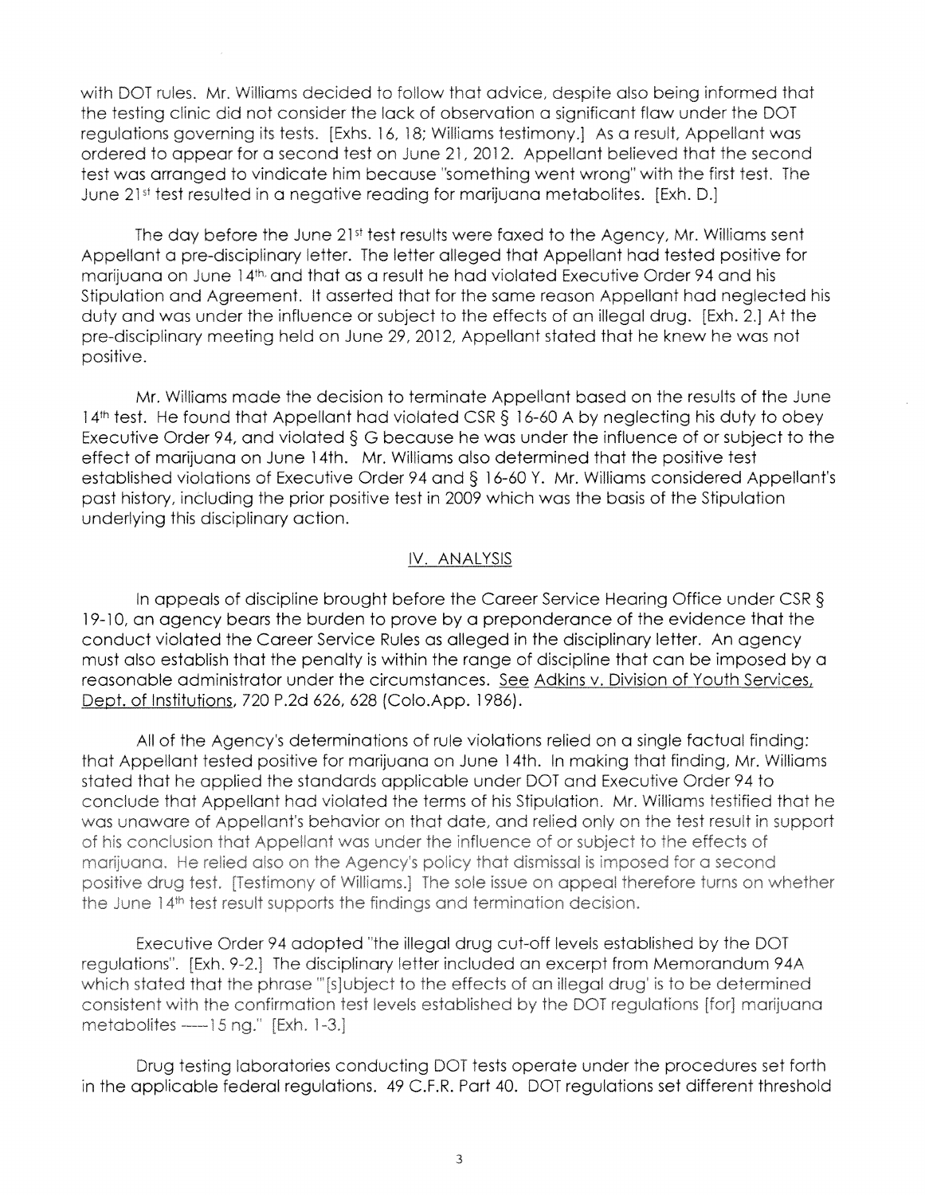with DOT rules. Mr. Williams decided to follow that advice, despite also being informed that the testing clinic did not consider the lack of observation a significant flaw under the DOT regulations governing its tests. [Exhs. 16, 18; Williams testimony.] As a result, Appellant was ordered to appear for a second test on June 21, 2012. Appellant believed that the second test was arranged to vindicate him because "something went wrong" with the first test. The June 21st test resulted in a negative reading for marijuana metabolites. [Exh. D.]

The day before the June 21st test results were faxed to the Agency, Mr. Williams sent Appellant a pre-disciplinary letter. The letter alleged that Appellant had tested positive for marijuana on June 14th, and that as a result he had violated Executive Order 94 and his Stipulation and Agreement. It asserted that for the same reason Appellant had neglected his duty and was under the influence or subject to the effects of an illegal drug. [Exh. 2.] At the pre-disciplinary meeting held on June 29, 2012, Appellant stated that he knew he was not positive.

Mr. Williams made the decision to terminate Appellant based on the results of the June 14th test. He found that Appellant had violated CSR § 16-60 A by neglecting his duty to obey Executive Order 94, and violated § G because he was under the influence of or subject to the effect of marijuana on June 14th. Mr. Williams also determined that the positive test established violations of Executive Order 94 and § 16-60 Y. Mr. Williams considered Appellant's past history, including the prior positive test in 2009 which was the basis of the Stipulation underlying this disciplinary action.

## IV. ANALYSIS

In appeals of discipline brought before the Career Service Hearing Office under CSR § 19-10, an agency bears the burden to prove by a preponderance of the evidence that the conduct violated the Career Service Rules as alleged in the disciplinary letter. An agency must also establish that the penalty is within the range of discipline that can be imposed by a reasonable administrator under the circumstances. See Adkins v. Division of Youth Services, Dept. of Institutions, 720 P.2d 626, 628 (Colo.App. 1986).

All of the Agency's determinations of rule violations relied on a single factual finding: that Appellant tested positive for marijuana on June 14th. In making that finding, Mr. Williams stated that he applied the standards applicable under DOT and Executive Order 94 to conclude that Appellant had violated the terms of his Stipulation. Mr. Williams testified that he was unaware of Appellant's behavior on that date, and relied only on the test result in support of his conclusion that Appellant was under the influence of or subject to the effects of marijuana. He relied also on the Agency's policy that dismissal is imposed for a second positive drug test. [Testimony of Williams.] The sole issue on appeal therefore turns on whether the June 14th test result supports the findings and termination decision.

Executive Order 94 adopted "the illegal drug cut-off levels established by the DOT regulations". [Exh. 9-2.] The disciplinary letter included an excerpt from Memorandum 94A which stated that the phrase "'[s]ubject to the effects of an illegal drug' is to be determined consistent with the confirmation test levels established by the DOT regulations [for] marijuana metabolites -----15 ng." [Exh. 1-3.]

Drug testing laboratories conducting DOT tests operate under the procedures set forth in the applicable federal regulations. 49 C.F.R. Part 40. DOT regulations set different threshold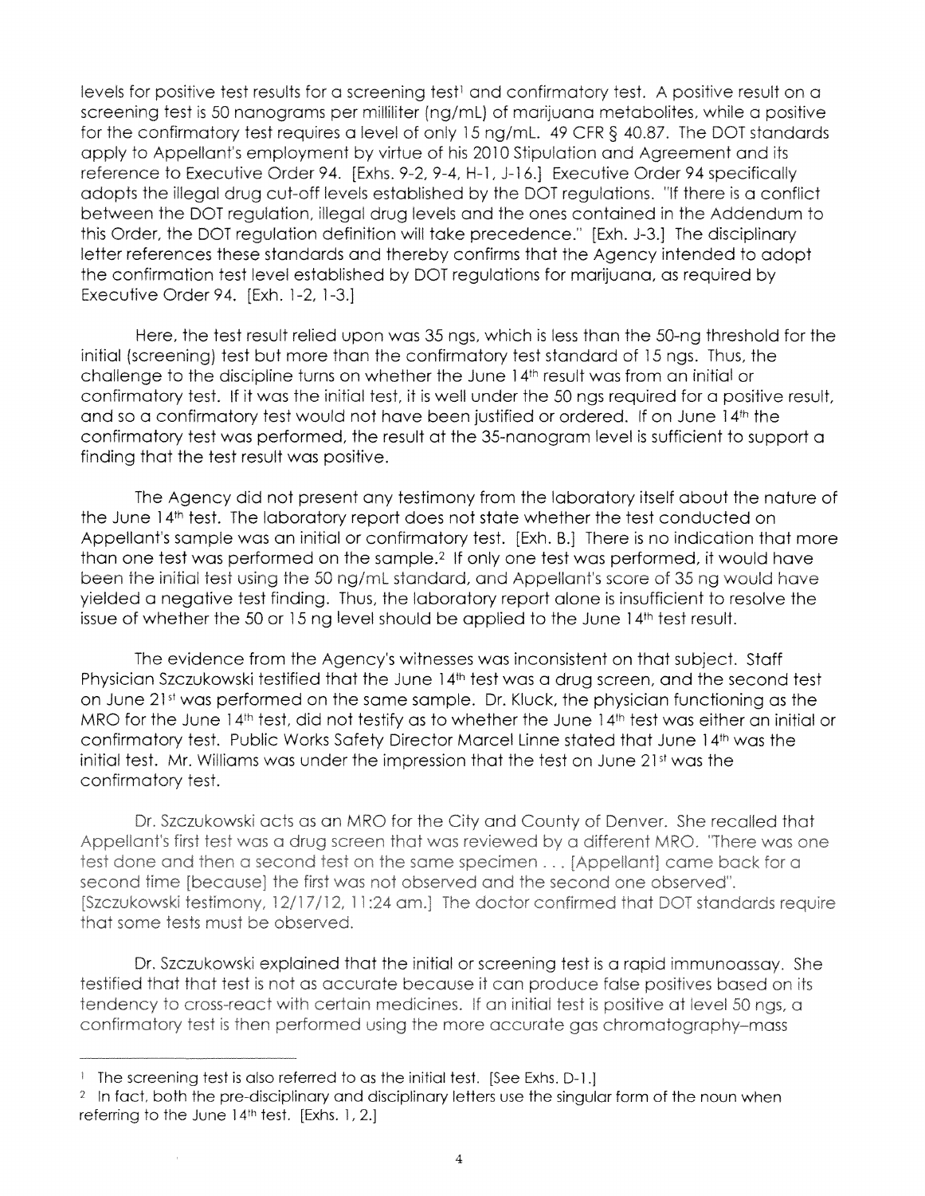levels for positive test results for a screening test[1] and confirmatory test. A positive result on a screening test is 50 nanograms per milliliter (ng/mL) of marijuana metabolites, while a positive for the confirmatory test requires a level of only 15 ng/mL. 49 CFR § 40.87. The DOT standards apply to Appellant's employment by virtue of his 2010 Stipulation and Agreement and its reference to Executive Order 94. [Exhs. 9-2, 9-4, H-1, J-16.] Executive Order 94 specifically adopts the illegal drug cut-off levels established by the DOT regulations. "If there is a conflict between the DOT regulation, illegal drug levels and the ones contained in the Addendum to this Order, the DOT regulation definition will take precedence." [Exh. J-3.] The disciplinary letter references these standards and thereby confirms that the Agency intended to adopt the confirmation test level established by DOT regulations for marijuana, as required by Executive Order 94. [Exh. 1-2, 1-3.]

Here, the test result relied upon was 35 ngs, which is less than the 50-ng threshold for the initial (screening) test but more than the confirmatory test standard of 15 ngs. Thus, the challenge to the discipline turns on whether the June 14th result was from an initial or confirmatory test. If it was the initial test, it is well under the 50 ngs required for a positive result, and so a confirmatory test would not have been justified or ordered. If on June 14th the confirmatory test was performed, the result at the 35-nanogram level is sufficient to support a finding that the test result was positive.

The Agency did not present any testimony from the laboratory itself about the nature of the June 14th test. The laboratory report does not state whether the test conducted on Appellant's sample was an initial or confirmatory test. [Exh. B.] There is no indication that more than one test was performed on the sample.[2] If only one test was performed, it would have been the initial test using the 50 ng/mL standard, and Appellant's score of 35 ng would have yielded a negative test finding. Thus, the laboratory report alone is insufficient to resolve the issue of whether the 50 or 15 ng level should be applied to the June 14th test result.

The evidence from the Agency's witnesses was inconsistent on that subject. Staff Physician Szczukowski testified that the June 14th test was a drug screen, and the second test on June 21st was performed on the same sample. Dr. Kluck, the physician functioning as the MRO for the June 14th test, did not testify as to whether the June 14th test was either an initial or confirmatory test. Public Works Safety Director Marcel Linne stated that June 14th was the initial test. Mr. Williams was under the impression that the test on June 21st was the confirmatory test.

Dr. Szczukowski acts as an MRO for the City and County of Denver. She recalled that Appellant's first test was a drug screen that was reviewed by a different MRO. "There was one test done and then a second test on the same specimen . . . [Appellant] came back for a second time [because] the first was not observed and the second one observed". [Szczukowski testimony, 12/17/12, 11:24 am.] The doctor confirmed that DOT standards require that some tests must be observed.

Dr. Szczukowski explained that the initial or screening test is a rapid immunoassay. She testified that that test is not as accurate because it can produce false positives based on its tendency to cross-react with certain medicines. If an initial test is positive at level 50 ngs, a confirmatory test is then performed using the more accurate gas chromatography–mass

---

[1] The screening test is also referred to as the initial test. [See Exhs. D-1.]

[2] In fact, both the pre-disciplinary and disciplinary letters use the singular form of the noun when referring to the June 14th test. [Exhs. 1, 2.]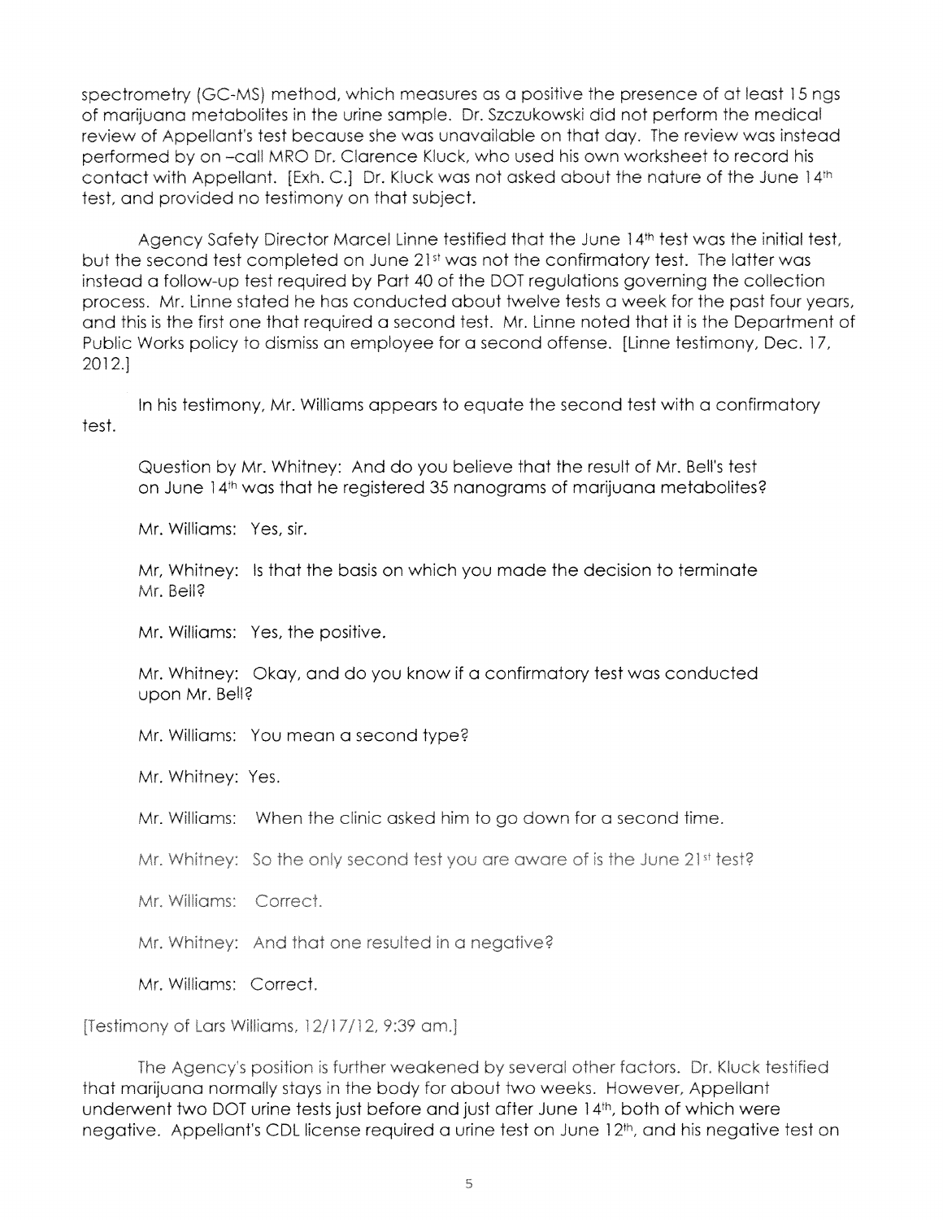spectrometry (GC-MS) method, which measures as a positive the presence of at least 15 ngs of marijuana metabolites in the urine sample. Dr. Szczukowski did not perform the medical review of Appellant's test because she was unavailable on that day. The review was instead performed by on –call MRO Dr. Clarence Kluck, who used his own worksheet to record his contact with Appellant. [Exh. C.] Dr. Kluck was not asked about the nature of the June 14th test, and provided no testimony on that subject.

Agency Safety Director Marcel Linne testified that the June 14th test was the initial test, but the second test completed on June 21st was not the confirmatory test. The latter was instead a follow-up test required by Part 40 of the DOT regulations governing the collection process. Mr. Linne stated he has conducted about twelve tests a week for the past four years, and this is the first one that required a second test. Mr. Linne noted that it is the Department of Public Works policy to dismiss an employee for a second offense. [Linne testimony, Dec. 17, 2012.]

In his testimony, Mr. Williams appears to equate the second test with a confirmatory test.

> Question by Mr. Whitney: And do you believe that the result of Mr. Bell's test on June 14th was that he registered 35 nanograms of marijuana metabolites?
>
> Mr. Williams: Yes, sir.
>
> Mr, Whitney: Is that the basis on which you made the decision to terminate Mr. Bell?
>
> Mr. Williams: Yes, the positive.
>
> Mr. Whitney: Okay, and do you know if a confirmatory test was conducted upon Mr. Bell?
>
> Mr. Williams: You mean a second type?
>
> Mr. Whitney: Yes.
>
> Mr. Williams: When the clinic asked him to go down for a second time.
>
> Mr. Whitney: So the only second test you are aware of is the June 21st test?
>
> Mr. Williams: Correct.
>
> Mr. Whitney: And that one resulted in a negative?
>
> Mr. Williams: Correct.

[Testimony of Lars Williams, 12/17/12, 9:39 am.]

The Agency's position is further weakened by several other factors. Dr. Kluck testified that marijuana normally stays in the body for about two weeks. However, Appellant underwent two DOT urine tests just before and just after June 14th, both of which were negative. Appellant's CDL license required a urine test on June 12th, and his negative test on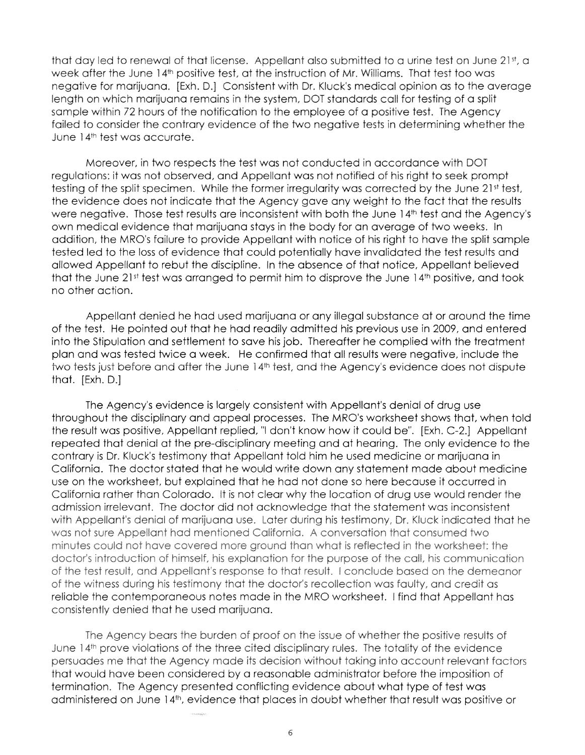that day led to renewal of that license. Appellant also submitted to a urine test on June 21st, a week after the June 14th positive test, at the instruction of Mr. Williams. That test too was negative for marijuana. [Exh. D.] Consistent with Dr. Kluck's medical opinion as to the average length on which marijuana remains in the system, DOT standards call for testing of a split sample within 72 hours of the notification to the employee of a positive test. The Agency failed to consider the contrary evidence of the two negative tests in determining whether the June 14th test was accurate.

Moreover, in two respects the test was not conducted in accordance with DOT regulations: it was not observed, and Appellant was not notified of his right to seek prompt testing of the split specimen. While the former irregularity was corrected by the June 21st test, the evidence does not indicate that the Agency gave any weight to the fact that the results were negative. Those test results are inconsistent with both the June 14th test and the Agency's own medical evidence that marijuana stays in the body for an average of two weeks. In addition, the MRO's failure to provide Appellant with notice of his right to have the split sample tested led to the loss of evidence that could potentially have invalidated the test results and allowed Appellant to rebut the discipline. In the absence of that notice, Appellant believed that the June 21st test was arranged to permit him to disprove the June 14th positive, and took no other action.

Appellant denied he had used marijuana or any illegal substance at or around the time of the test. He pointed out that he had readily admitted his previous use in 2009, and entered into the Stipulation and settlement to save his job. Thereafter he complied with the treatment plan and was tested twice a week. He confirmed that all results were negative, include the two tests just before and after the June 14th test, and the Agency's evidence does not dispute that. [Exh. D.]

The Agency's evidence is largely consistent with Appellant's denial of drug use throughout the disciplinary and appeal processes. The MRO's worksheet shows that, when told the result was positive, Appellant replied, "I don't know how it could be". [Exh. C-2.] Appellant repeated that denial at the pre-disciplinary meeting and at hearing. The only evidence to the contrary is Dr. Kluck's testimony that Appellant told him he used medicine or marijuana in California. The doctor stated that he would write down any statement made about medicine use on the worksheet, but explained that he had not done so here because it occurred in California rather than Colorado. It is not clear why the location of drug use would render the admission irrelevant. The doctor did not acknowledge that the statement was inconsistent with Appellant's denial of marijuana use. Later during his testimony, Dr. Kluck indicated that he was not sure Appellant had mentioned California. A conversation that consumed two minutes could not have covered more ground than what is reflected in the worksheet: the doctor's introduction of himself, his explanation for the purpose of the call, his communication of the test result, and Appellant's response to that result. I conclude based on the demeanor of the witness during his testimony that the doctor's recollection was faulty, and credit as reliable the contemporaneous notes made in the MRO worksheet. I find that Appellant has consistently denied that he used marijuana.

The Agency bears the burden of proof on the issue of whether the positive results of June 14th prove violations of the three cited disciplinary rules. The totality of the evidence persuades me that the Agency made its decision without taking into account relevant factors that would have been considered by a reasonable administrator before the imposition of termination. The Agency presented conflicting evidence about what type of test was administered on June 14th, evidence that places in doubt whether that result was positive or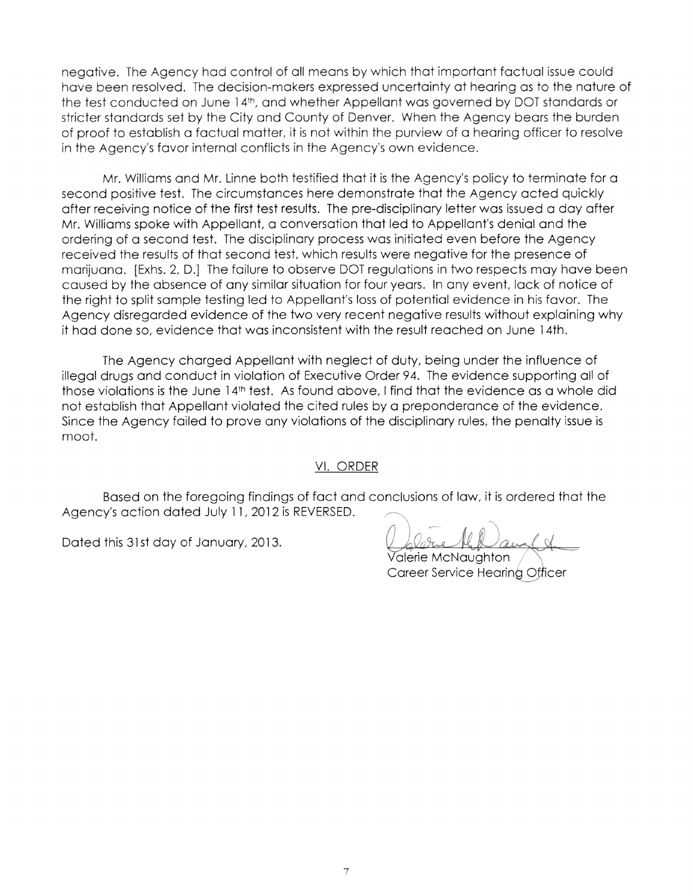negative. The Agency had control of all means by which that important factual issue could have been resolved. The decision-makers expressed uncertainty at hearing as to the nature of the test conducted on June 14th, and whether Appellant was governed by DOT standards or stricter standards set by the City and County of Denver. When the Agency bears the burden of proof to establish a factual matter, it is not within the purview of a hearing officer to resolve in the Agency's favor internal conflicts in the Agency's own evidence.

Mr. Williams and Mr. Linne both testified that it is the Agency's policy to terminate for a second positive test. The circumstances here demonstrate that the Agency acted quickly after receiving notice of the first test results. The pre-disciplinary letter was issued a day after Mr. Williams spoke with Appellant, a conversation that led to Appellant's denial and the ordering of a second test. The disciplinary process was initiated even before the Agency received the results of that second test, which results were negative for the presence of marijuana. [Exhs. 2, D.] The failure to observe DOT regulations in two respects may have been caused by the absence of any similar situation for four years. In any event, lack of notice of the right to split sample testing led to Appellant's loss of potential evidence in his favor. The Agency disregarded evidence of the two very recent negative results without explaining why it had done so, evidence that was inconsistent with the result reached on June 14th.

The Agency charged Appellant with neglect of duty, being under the influence of illegal drugs and conduct in violation of Executive Order 94. The evidence supporting all of those violations is the June 14th test. As found above, I find that the evidence as a whole did not establish that Appellant violated the cited rules by a preponderance of the evidence. Since the Agency failed to prove any violations of the disciplinary rules, the penalty issue is moot.

## VI. ORDER

Based on the foregoing findings of fact and conclusions of law, it is ordered that the Agency's action dated July 11, 2012 is REVERSED.

Dated this 31st day of January, 2013.

Valerie McNaughton
Career Service Hearing Officer